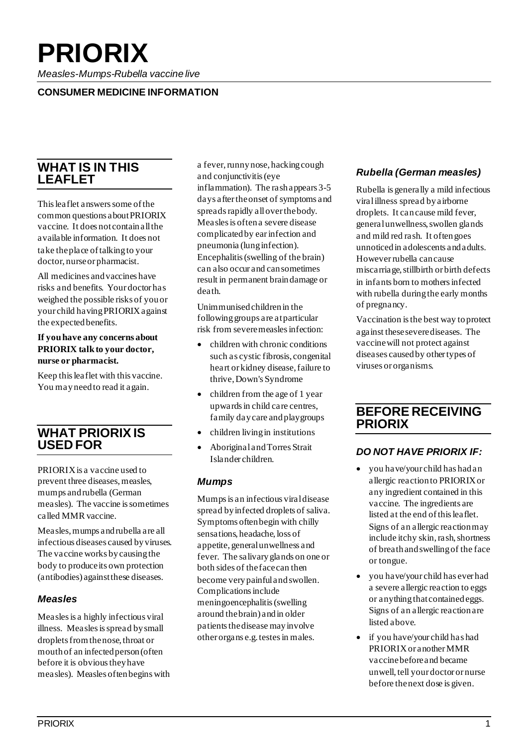# PRIORIX

*Measles-Mumps-Rubella vaccine live*

**CONSUMER MEDICINE INFORMATION**

## WHAT IS IN THIS LEAFLET

This leaflet answers some of the common questions about PRIORIX vaccine. It does not contain all the available information. It does not take the place of talking to your doctor, nurse or pharmacist.

All medicines and vaccines have risks and benefits. Your doctor has weighed the possible risks of you or your child having PRIORIX against the expected benefits.

**If you have any concerns about PRIORIX talk to your doctor, nurse or pharmacist.**

Keep this leaflet with this vaccine. You may need to read it again.

## WHAT PRIORIX IS USED FOR

PRIORIX is a vaccine used to prevent three diseases, measles, mumps and rubella (German measles). The vaccine is sometimes called MMR vaccine.

Measles, mumps and rubella are all infectious diseases caused by viruses. The vaccine works by causing the body to produce its own protection (antibodies) against these diseases.

### *Measles*

Measles is a highly infectious viral illness. Measles is spread by small droplets from the nose, throat or mouth of an infected person (often before it is obvious they have measles). Measles often begins with a fever, runny nose, hacking cough and conjunctivitis (eye inflammation). The rash appears 3-5 days after the onset of symptoms and spreads rapidly all over the body. Measles is often a severe disease complicated by ear infection and pneumonia (lung infection). Encephalitis (swelling of the brain) can also occur and can sometimes result in permanent brain damage or death.

Unimmunised children in the following groups are at particular risk from severe measles infection:

- children with chronic conditions such as cystic fibrosis, congenital heart or kidney disease, failure to thrive, Down's Syndrome
- children from the age of 1 year upwards in child care centres, family day care and playgroups
- children living in institutions
- Aboriginal and Torres Strait Islander children.

### *Mumps*

Mumps is an infectious viral disease spread by infected droplets of saliva. Symptoms often begin with chilly sensations, headache, loss of appetite, general unwellness and fever. The salivary glands on one or both sides of the face can then become very painful and swollen. Complications include meningoencephalitis (swelling around the brain) and in older patients the disease may involve other organs e.g. testes in males.

### *Rubella (German measles)*

Rubella is generally a mild infectious viral illness spread by airborne droplets. It can cause mild fever, general unwellness, swollen glands and mild red rash. It often goes unnoticed in adolescents and adults. However rubella can cause miscarriage, stillbirth or birth defects in infants born to mothers infected with rubella during the early months of pregnancy.

Vaccination is the best way to protect against these severe diseases. The vaccine will not protect against diseases caused by other types of viruses or organisms.

## BEFORE RECEIVING PRIORIX

### *DO NOT HAVE PRIORIX IF:*

- you have/your child has had an allergic reaction to PRIORIX or any ingredient contained in this vaccine. The ingredients are listed at the end of this leaflet. Signs of an allergic reaction may include itchy skin, rash, shortness of breath and swelling of the face or tongue.
- you have/your child has ever had a severe allergic reaction to eggs or anything that contained eggs. Signs of an allergic reaction are listed above.
- if you have/your child has had PRIORIX or another MMR vaccine before and became unwell, tell your doctor or nurse before the next dose is given.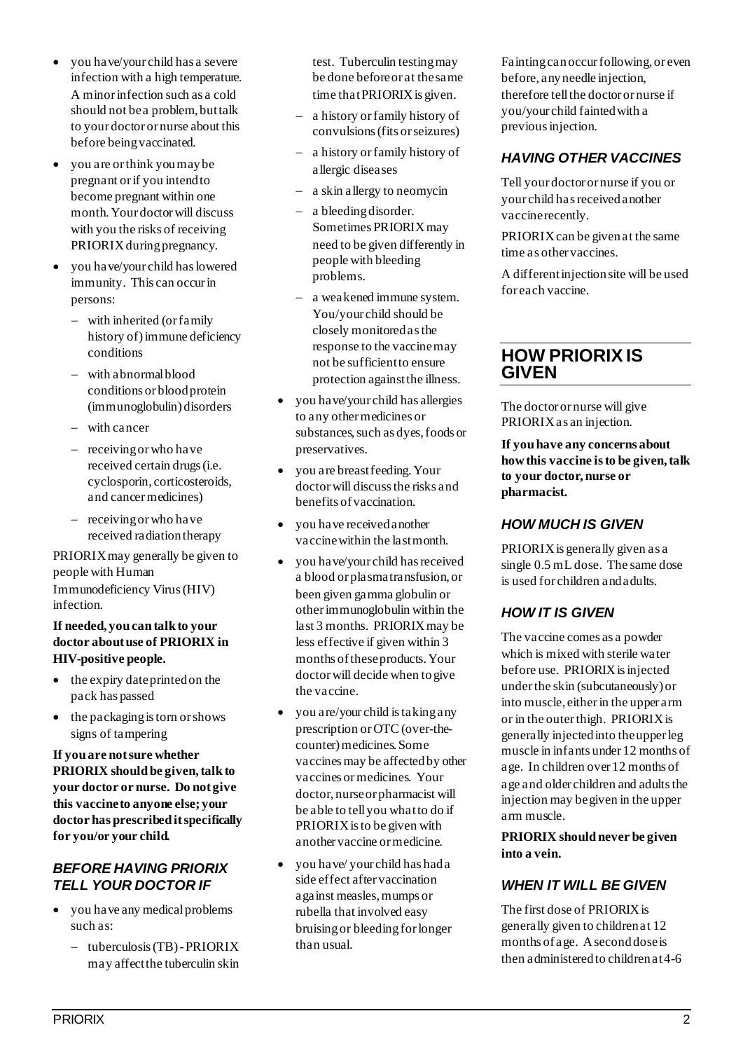- you have/your child has a severe infection with a high temperature. A minor infection such as a cold should not be a problem, but talk to your doctor or nurse about this before being vaccinated.
- you are or think you may be pregnant or if you intend to become pregnant within one month. Your doctor will discuss with you the risks of receiving PRIORIX during pregnancy.
- you have/your child has lowered immunity. This can occur in persons:
  - with inherited (or family history of) immune deficiency conditions
  - with abnormal blood conditions or blood protein (immunoglobulin) disorders
  - with cancer
  - receiving or who have received certain drugs (i.e. cyclosporin, corticosteroids, and cancer medicines)
  - receiving or who have received radiation therapy

PRIORIX may generally be given to people with Human Immunodeficiency Virus (HIV) infection.

**If needed, you can talk to your doctor about use of PRIORIX in HIV-positive people.**

- the expiry date printed on the pack has passed
- the packaging is torn or shows signs of tampering

**If you are not sure whether PRIORIX should be given, talk to your doctor or nurse. Do not give this vaccine to anyone else; your doctor has prescribed it specifically for you/or your child.**

### *BEFORE HAVING PRIORIX TELL YOUR DOCTOR IF*

- you have any medical problems such as:
  - tuberculosis (TB) - PRIORIX may affect the tuberculin skin test. Tuberculin testing may be done before or at the same time that PRIORIX is given.
  - a history or family history of convulsions (fits or seizures)
  - a history or family history of allergic diseases
  - a skin allergy to neomycin
  - a bleeding disorder. Sometimes PRIORIX may need to be given differently in people with bleeding problems.
  - a weakened immune system. You/your child should be closely monitored as the response to the vaccine may not be sufficient to ensure protection against the illness.
- you have/your child has allergies to any other medicines or substances, such as dyes, foods or preservatives.
- you are breast feeding. Your doctor will discuss the risks and benefits of vaccination.
- you have received another vaccine within the last month.
- you have/your child has received a blood or plasma transfusion, or been given gamma globulin or other immunoglobulin within the last 3 months. PRIORIX may be less effective if given within 3 months of these products. Your doctor will decide when to give the vaccine.
- you are/your child is taking any prescription or OTC (over-the-counter) medicines. Some vaccines may be affected by other vaccines or medicines. Your doctor, nurse or pharmacist will be able to tell you what to do if PRIORIX is to be given with another vaccine or medicine.
- you have/ your child has had a side effect after vaccination against measles, mumps or rubella that involved easy bruising or bleeding for longer than usual.

Fainting can occur following, or even before, any needle injection, therefore tell the doctor or nurse if you/your child fainted with a previous injection.

### *HAVING OTHER VACCINES*

Tell your doctor or nurse if you or your child has received another vaccine recently.

PRIORIX can be given at the same time as other vaccines.

A different injection site will be used for each vaccine.

## HOW PRIORIX IS GIVEN

The doctor or nurse will give PRIORIX as an injection.

**If you have any concerns about how this vaccine is to be given, talk to your doctor, nurse or pharmacist.**

### *HOW MUCH IS GIVEN*

PRIORIX is generally given as a single 0.5 mL dose. The same dose is used for children and adults.

### *HOW IT IS GIVEN*

The vaccine comes as a powder which is mixed with sterile water before use. PRIORIX is injected under the skin (subcutaneously) or into muscle, either in the upper arm or in the outer thigh. PRIORIX is generally injected into the upper leg muscle in infants under 12 months of age. In children over 12 months of age and older children and adults the injection may be given in the upper arm muscle.

**PRIORIX should never be given into a vein.**

### *WHEN IT WILL BE GIVEN*

The first dose of PRIORIX is generally given to children at 12 months of age. A second dose is then administered to children at 4-6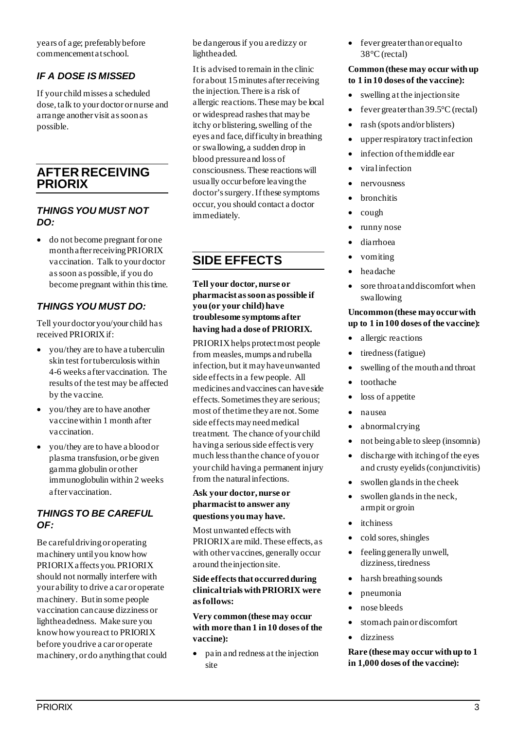years of age; preferably before commencement at school.

### *IF A DOSE IS MISSED*

If your child misses a scheduled dose, talk to your doctor or nurse and arrange another visit as soon as possible.

## AFTER RECEIVING PRIORIX

### *THINGS YOU MUST NOT DO:*

- do not become pregnant for one month after receiving PRIORIX vaccination. Talk to your doctor as soon as possible, if you do become pregnant within this time.

### *THINGS YOU MUST DO:*

Tell your doctor you/your child has received PRIORIX if:

- you/they are to have a tuberculin skin test for tuberculosis within 4-6 weeks after vaccination. The results of the test may be affected by the vaccine.
- you/they are to have another vaccine within 1 month after vaccination.
- you/they are to have a blood or plasma transfusion, or be given gamma globulin or other immunoglobulin within 2 weeks after vaccination.

### *THINGS TO BE CAREFUL OF:*

Be careful driving or operating machinery until you know how PRIORIX affects you. PRIORIX should not normally interfere with your ability to drive a car or operate machinery. But in some people vaccination can cause dizziness or lightheadedness. Make sure you know how you react to PRIORIX before you drive a car or operate machinery, or do anything that could be dangerous if you are dizzy or lightheaded.

It is advised to remain in the clinic for about 15 minutes after receiving the injection. There is a risk of allergic reactions. These may be local or widespread rashes that may be itchy or blistering, swelling of the eyes and face, difficulty in breathing or swallowing, a sudden drop in blood pressure and loss of consciousness. These reactions will usually occur before leaving the doctor's surgery. If these symptoms occur, you should contact a doctor immediately.

## SIDE EFFECTS

**Tell your doctor, nurse or pharmacist as soon as possible if you (or your child) have troublesome symptoms after having had a dose of PRIORIX.**

PRIORIX helps protect most people from measles, mumps and rubella infection, but it may have unwanted side effects in a few people. All medicines and vaccines can have side effects. Sometimes they are serious; most of the time they are not. Some side effects may need medical treatment. The chance of your child having a serious side effect is very much less than the chance of you or your child having a permanent injury from the natural infections.

**Ask your doctor, nurse or pharmacist to answer any questions you may have.**

Most unwanted effects with PRIORIX are mild. These effects, as with other vaccines, generally occur around the injection site.

**Side effects that occurred during clinical trials with PRIORIX were as follows:**

**Very common (these may occur with more than 1 in 10 doses of the vaccine):**

- pain and redness at the injection site
- fever greater than or equal to 38°C (rectal)

**Common (these may occur with up to 1 in 10 doses of the vaccine):**

- swelling at the injection site
- fever greater than 39.5°C (rectal)
- rash (spots and/or blisters)
- upper respiratory tract infection
- infection of the middle ear
- viral infection
- nervousness
- bronchitis
- cough
- runny nose
- diarrhoea
- vomiting
- headache
- sore throat and discomfort when swallowing

**Uncommon (these may occur with up to 1 in 100 doses of the vaccine):**

- allergic reactions
- tiredness (fatigue)
- swelling of the mouth and throat
- toothache
- loss of appetite
- nausea
- abnormal crying
- not being able to sleep (insomnia)
- discharge with itching of the eyes and crusty eyelids (conjunctivitis)
- swollen glands in the cheek
- swollen glands in the neck, armpit or groin
- itchiness
- cold sores, shingles
- feeling generally unwell, dizziness, tiredness
- harsh breathing sounds
- pneumonia
- nose bleeds
- stomach pain or discomfort
- dizziness

**Rare (these may occur with up to 1 in 1,000 doses of the vaccine):**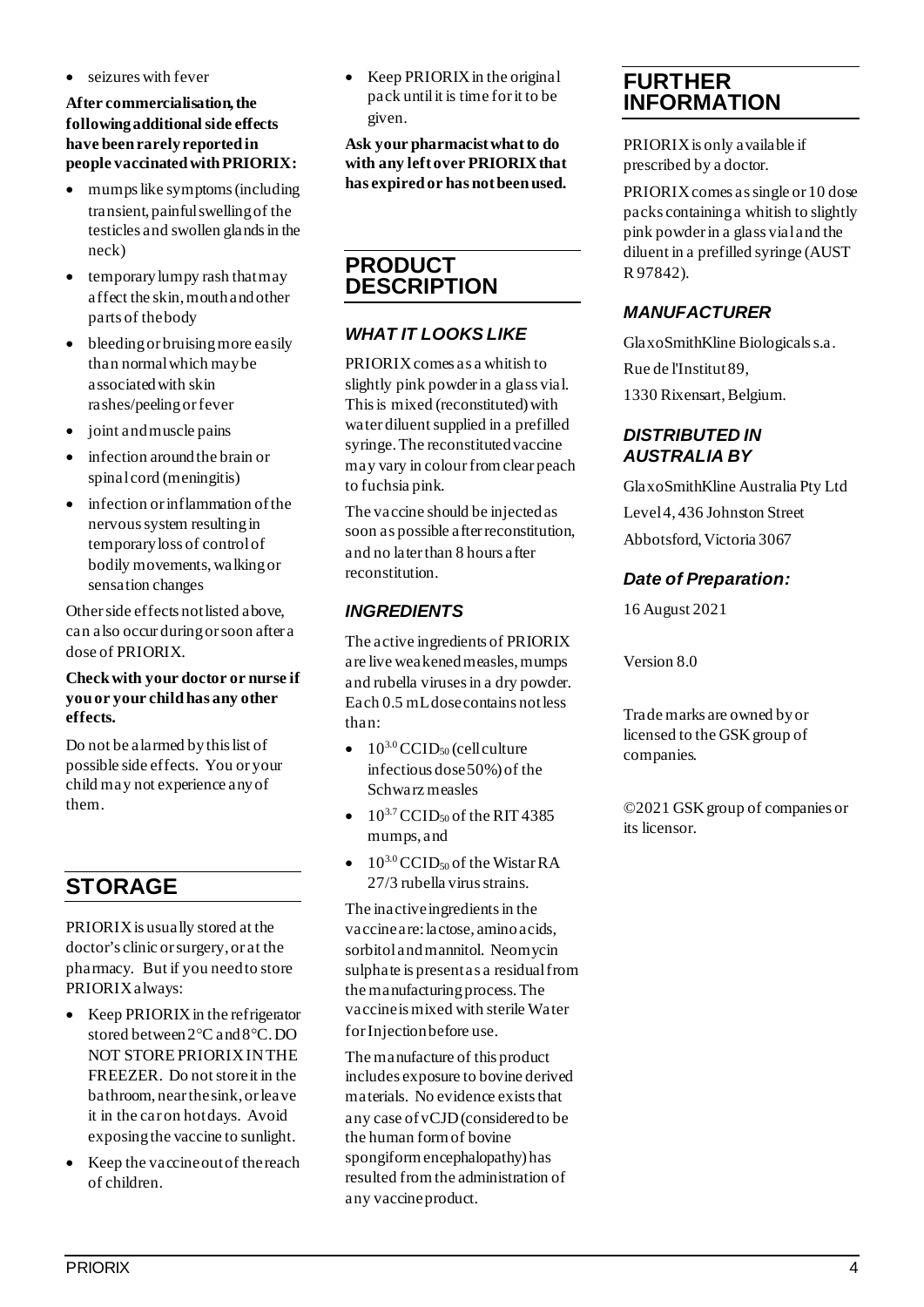- seizures with fever

**After commercialisation, the following additional side effects have been rarely reported in people vaccinated with PRIORIX:**

- mumps like symptoms (including transient, painful swelling of the testicles and swollen glands in the neck)
- temporary lumpy rash that may affect the skin, mouth and other parts of the body
- bleeding or bruising more easily than normal which may be associated with skin rashes/peeling or fever
- joint and muscle pains
- infection around the brain or spinal cord (meningitis)
- infection or inflammation of the nervous system resulting in temporary loss of control of bodily movements, walking or sensation changes

Other side effects not listed above, can also occur during or soon after a dose of PRIORIX.

**Check with your doctor or nurse if you or your child has any other effects.**

Do not be alarmed by this list of possible side effects. You or your child may not experience any of them.

## STORAGE

PRIORIX is usually stored at the doctor's clinic or surgery, or at the pharmacy. But if you need to store PRIORIX always:

- Keep PRIORIX in the refrigerator stored between 2°C and 8°C. DO NOT STORE PRIORIX IN THE FREEZER. Do not store it in the bathroom, near the sink, or leave it in the car on hot days. Avoid exposing the vaccine to sunlight.
- Keep the vaccine out of the reach of children.
- Keep PRIORIX in the original pack until it is time for it to be given.

**Ask your pharmacist what to do with any left over PRIORIX that has expired or has not been used.**

## PRODUCT DESCRIPTION

### *WHAT IT LOOKS LIKE*

PRIORIX comes as a whitish to slightly pink powder in a glass vial. This is mixed (reconstituted) with water diluent supplied in a prefilled syringe. The reconstituted vaccine may vary in colour from clear peach to fuchsia pink.

The vaccine should be injected as soon as possible after reconstitution, and no later than 8 hours after reconstitution.

### *INGREDIENTS*

The active ingredients of PRIORIX are live weakened measles, mumps and rubella viruses in a dry powder. Each 0.5 mL dose contains not less than:

- $10^{3.0}$ $CCID_{50}$ (cell culture infectious dose 50%) of the Schwarz measles
- $10^{3.7}$ $CCID_{50}$ of the RIT 4385 mumps, and
- $10^{3.0}$ $CCID_{50}$ of the Wistar RA 27/3 rubella virus strains.

The inactive ingredients in the vaccine are: lactose, amino acids, sorbitol and mannitol. Neomycin sulphate is present as a residual from the manufacturing process. The vaccine is mixed with sterile Water for Injection before use.

The manufacture of this product includes exposure to bovine derived materials. No evidence exists that any case of vCJD (considered to be the human form of bovine spongiform encephalopathy) has resulted from the administration of any vaccine product.

## FURTHER INFORMATION

PRIORIX is only available if prescribed by a doctor.

PRIORIX comes as single or 10 dose packs containing a whitish to slightly pink powder in a glass vial and the diluent in a prefilled syringe (AUST R 97842).

### *MANUFACTURER*

GlaxoSmithKline Biologicals s.a.

Rue de l'Institut 89,

1330 Rixensart, Belgium.

### *DISTRIBUTED IN AUSTRALIA BY*

GlaxoSmithKline Australia Pty Ltd

Level 4, 436 Johnston Street

Abbotsford, Victoria 3067

### *Date of Preparation:*

16 August 2021

Version 8.0

Trade marks are owned by or licensed to the GSK group of companies.

©2021 GSK group of companies or its licensor.